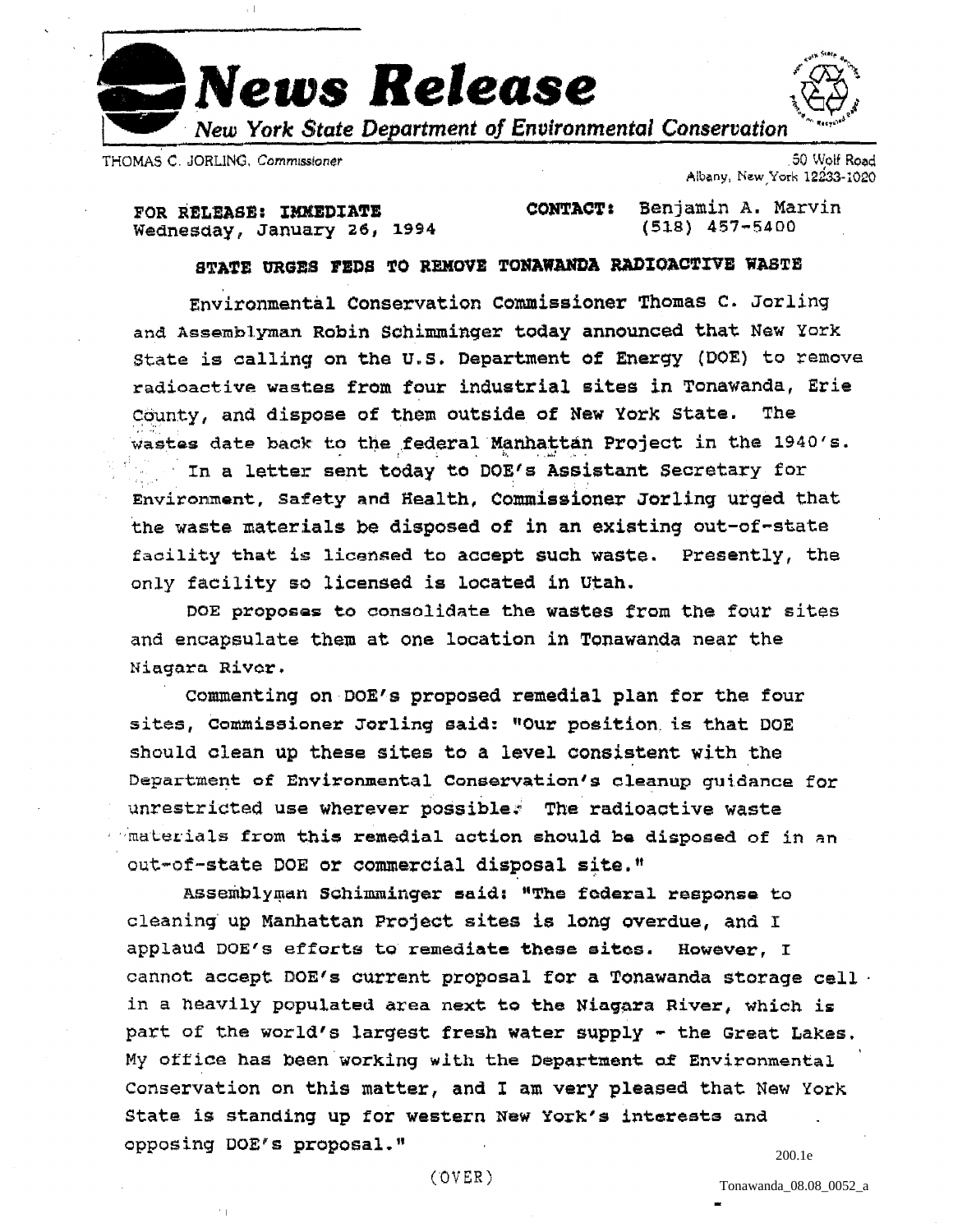# News Release

*New York State Department of Environmental Conservation*

THOMAS C. JORLING, *Commissioner*

50 Wolf Road
Albany, New York 12233-1020

**FOR RELEASE: IMMEDIATE**
Wednesday, January 26, 1994

**CONTACT:** Benjamin A. Marvin
(518) 457-5400

**STATE URGES FEDS TO REMOVE TONAWANDA RADIOACTIVE WASTE**

Environmental Conservation Commissioner Thomas C. Jorling and Assemblyman Robin Schimminger today announced that New York State is calling on the U.S. Department of Energy (DOE) to remove radioactive wastes from four industrial sites in Tonawanda, Erie County, and dispose of them outside of New York State. The wastes date back to the federal Manhattan Project in the 1940's.

In a letter sent today to DOE's Assistant Secretary for Environment, Safety and Health, Commissioner Jorling urged that the waste materials be disposed of in an existing out-of-state facility that is licensed to accept such waste. Presently, the only facility so licensed is located in Utah.

DOE proposes to consolidate the wastes from the four sites and encapsulate them at one location in Tonawanda near the Niagara River.

Commenting on DOE's proposed remedial plan for the four sites, Commissioner Jorling said: "Our position is that DOE should clean up these sites to a level consistent with the Department of Environmental Conservation's cleanup guidance for unrestricted use wherever possible. The radioactive waste materials from this remedial action should be disposed of in an out-of-state DOE or commercial disposal site."

Assemblyman Schimminger said: "The federal response to cleaning up Manhattan Project sites is long overdue, and I applaud DOE's efforts to remediate these sites. However, I cannot accept DOE's current proposal for a Tonawanda storage cell in a heavily populated area next to the Niagara River, which is part of the world's largest fresh water supply - the Great Lakes. My office has been working with the Department of Environmental Conservation on this matter, and I am very pleased that New York State is standing up for western New York's interests and opposing DOE's proposal."

(OVER)

200.1e

Tonawanda_08.08_0052_a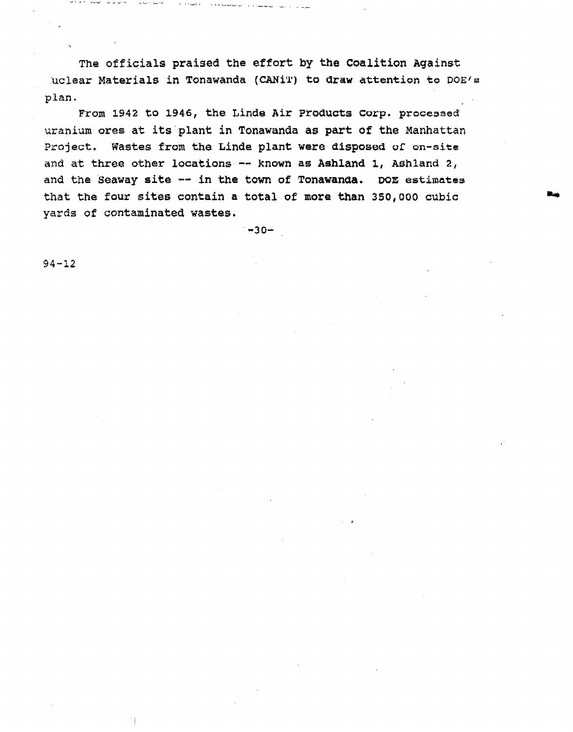The officials praised the effort by the Coalition Against uclear Materials in Tonawanda (CANiT) to draw attention to DOE's plan.

From 1942 to 1946, the Linde Air Products Corp. processed uranium ores at its plant in Tonawanda as part of the Manhattan Project. Wastes from the Linde plant were disposed of on-site and at three other locations -- known as Ashland 1, Ashland 2, and the Seaway site -- in the town of Tonawanda. DOE estimates that the four sites contain a total of more than 350,000 cubic yards of contaminated wastes.

-30-

94-12